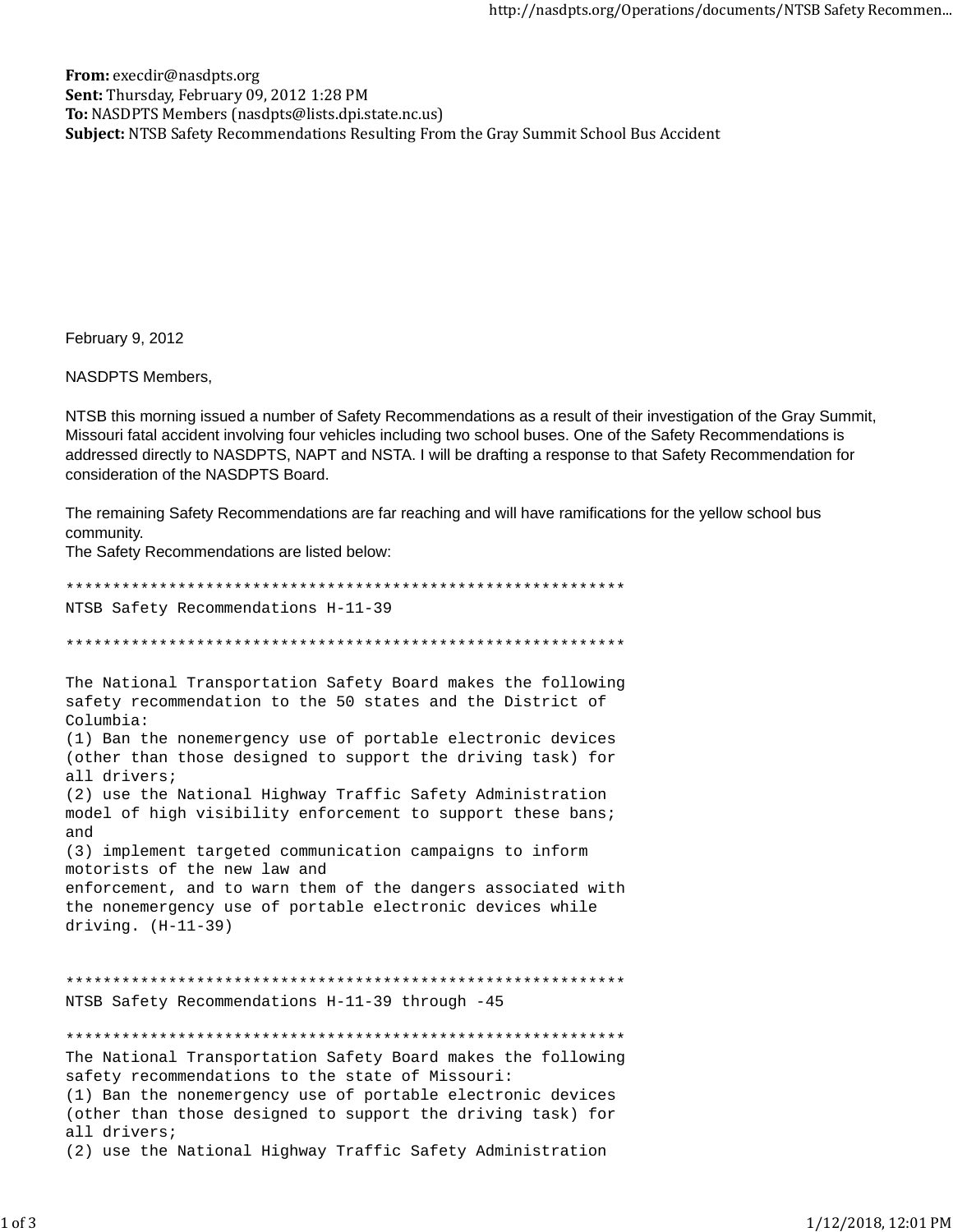**From:** execdir@nasdpts.org
**Sent:** Thursday, February 09, 2012 1:28 PM
**To:** NASDPTS Members (nasdpts@lists.dpi.state.nc.us)
**Subject:** NTSB Safety Recommendations Resulting From the Gray Summit School Bus Accident

February 9, 2012

NASDPTS Members,

NTSB this morning issued a number of Safety Recommendations as a result of their investigation of the Gray Summit, Missouri fatal accident involving four vehicles including two school buses. One of the Safety Recommendations is addressed directly to NASDPTS, NAPT and NSTA. I will be drafting a response to that Safety Recommendation for consideration of the NASDPTS Board.

The remaining Safety Recommendations are far reaching and will have ramifications for the yellow school bus community.
The Safety Recommendations are listed below:

```
************************************************************
NTSB Safety Recommendations H-11-39

************************************************************

The National Transportation Safety Board makes the following
safety recommendation to the 50 states and the District of
Columbia:
(1) Ban the nonemergency use of portable electronic devices
(other than those designed to support the driving task) for
all drivers;
(2) use the National Highway Traffic Safety Administration
model of high visibility enforcement to support these bans;
and
(3) implement targeted communication campaigns to inform
motorists of the new law and
enforcement, and to warn them of the dangers associated with
the nonemergency use of portable electronic devices while
driving. (H-11-39)


************************************************************
NTSB Safety Recommendations H-11-39 through -45

************************************************************
The National Transportation Safety Board makes the following
safety recommendations to the state of Missouri:
(1) Ban the nonemergency use of portable electronic devices
(other than those designed to support the driving task) for
all drivers;
(2) use the National Highway Traffic Safety Administration
```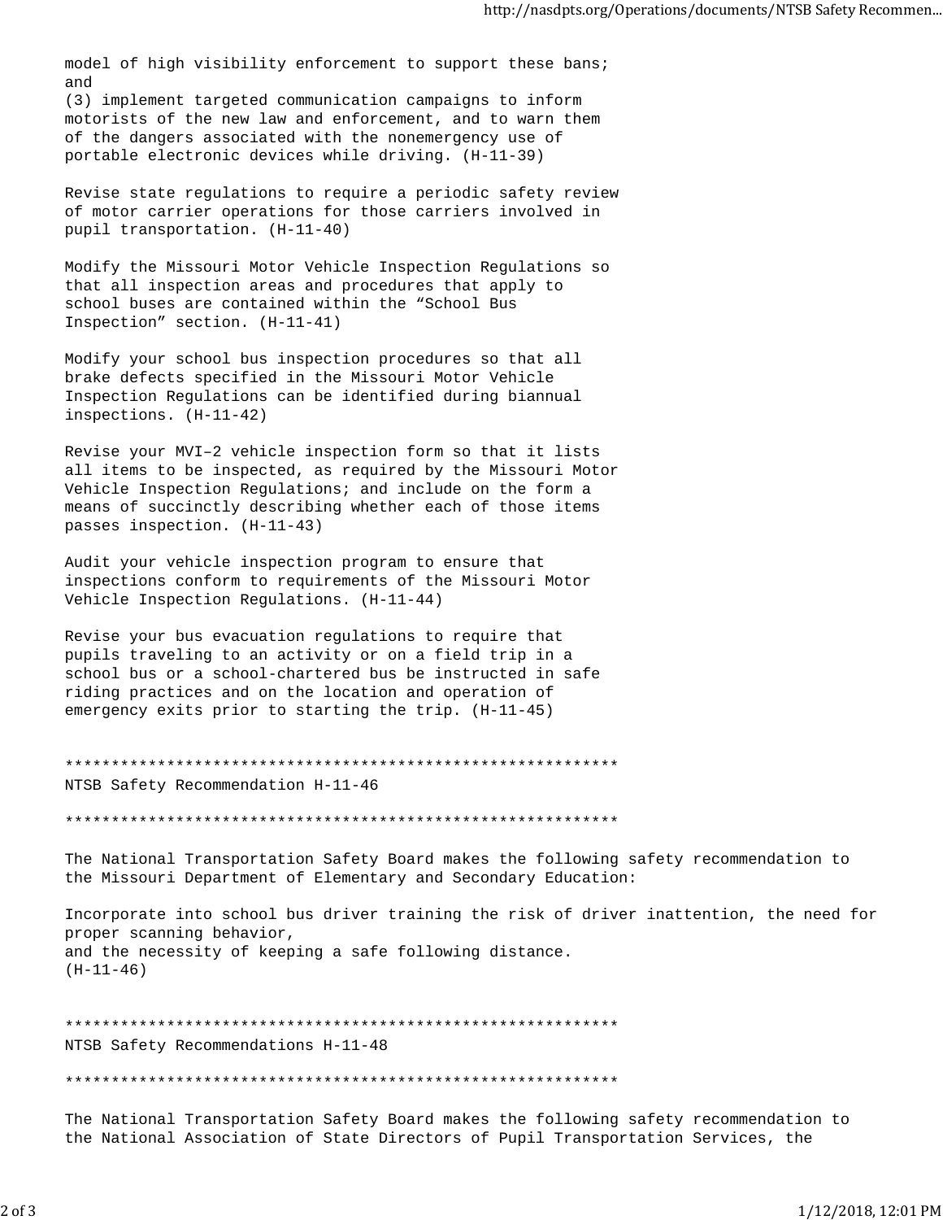model of high visibility enforcement to support these bans; and
(3) implement targeted communication campaigns to inform motorists of the new law and enforcement, and to warn them of the dangers associated with the nonemergency use of portable electronic devices while driving. (H-11-39)

Revise state regulations to require a periodic safety review of motor carrier operations for those carriers involved in pupil transportation. (H-11-40)

Modify the Missouri Motor Vehicle Inspection Regulations so that all inspection areas and procedures that apply to school buses are contained within the "School Bus Inspection" section. (H-11-41)

Modify your school bus inspection procedures so that all brake defects specified in the Missouri Motor Vehicle Inspection Regulations can be identified during biannual inspections. (H-11-42)

Revise your MVI–2 vehicle inspection form so that it lists all items to be inspected, as required by the Missouri Motor Vehicle Inspection Regulations; and include on the form a means of succinctly describing whether each of those items passes inspection. (H-11-43)

Audit your vehicle inspection program to ensure that inspections conform to requirements of the Missouri Motor Vehicle Inspection Regulations. (H-11-44)

Revise your bus evacuation regulations to require that pupils traveling to an activity or on a field trip in a school bus or a school-chartered bus be instructed in safe riding practices and on the location and operation of emergency exits prior to starting the trip. (H-11-45)

************************************************************

NTSB Safety Recommendation H-11-46

************************************************************

The National Transportation Safety Board makes the following safety recommendation to the Missouri Department of Elementary and Secondary Education:

Incorporate into school bus driver training the risk of driver inattention, the need for proper scanning behavior,
and the necessity of keeping a safe following distance.
(H-11-46)

************************************************************

NTSB Safety Recommendations H-11-48

************************************************************

The National Transportation Safety Board makes the following safety recommendation to the National Association of State Directors of Pupil Transportation Services, the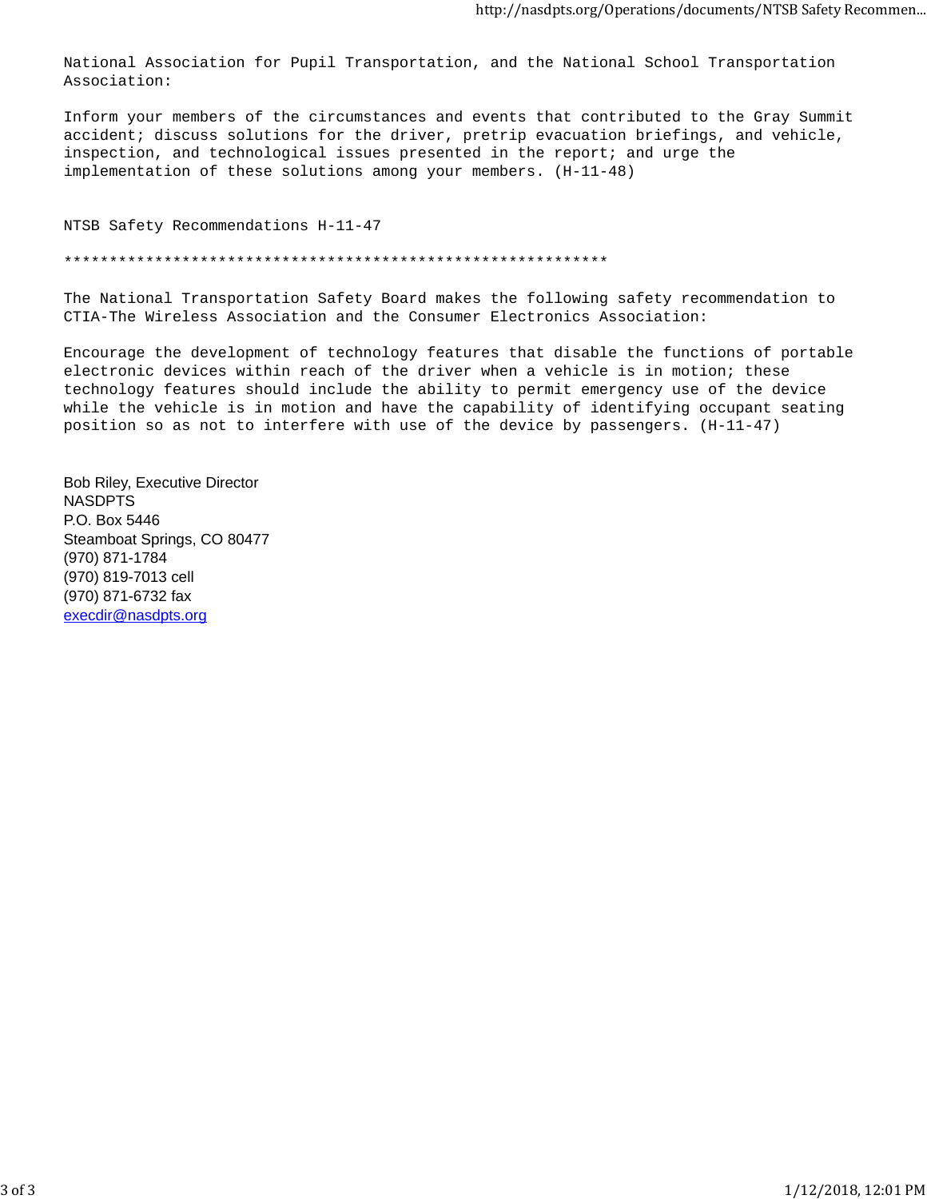National Association for Pupil Transportation, and the National School Transportation Association:

Inform your members of the circumstances and events that contributed to the Gray Summit accident; discuss solutions for the driver, pretrip evacuation briefings, and vehicle, inspection, and technological issues presented in the report; and urge the implementation of these solutions among your members. (H-11-48)

NTSB Safety Recommendations H-11-47

************************************************************

The National Transportation Safety Board makes the following safety recommendation to CTIA-The Wireless Association and the Consumer Electronics Association:

Encourage the development of technology features that disable the functions of portable electronic devices within reach of the driver when a vehicle is in motion; these technology features should include the ability to permit emergency use of the device while the vehicle is in motion and have the capability of identifying occupant seating position so as not to interfere with use of the device by passengers. (H-11-47)

Bob Riley, Executive Director
NASDPTS
P.O. Box 5446
Steamboat Springs, CO 80477
(970) 871-1784
(970) 819-7013 cell
(970) 871-6732 fax
execdir@nasdpts.org